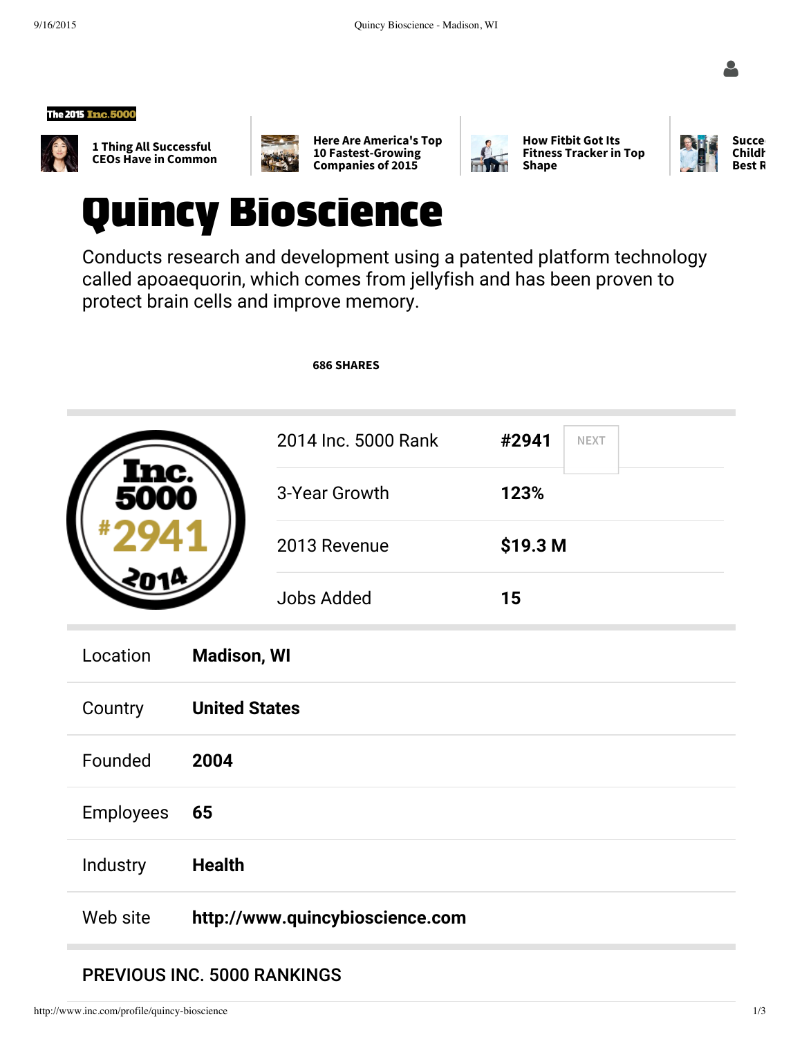The 2015 Inc. 5000

1 Thing All Successful CEOs Have in Common

Here Are America's Top 10 Fastest-Growing Companies of 2015

How Fitbit Got Its Fitness Tracker in Top Shape

Succe Childh Best R

# Quincy Bioscience

Conducts research and development using a patented platform technology called apoaequorin, which comes from jellyfish and has been proven to protect brain cells and improve memory.

686 SHARES

| | |
|---|---|
| 2014 Inc. 5000 Rank | **#2941** |
| 3-Year Growth | **123%** |
| 2013 Revenue | **$19.3 M** |
| Jobs Added | **15** |

NEXT

| | |
|---|---|
| Location | **Madison, WI** |
| Country | **United States** |
| Founded | **2004** |
| Employees | **65** |
| Industry | **Health** |
| Web site | **http://www.quincybioscience.com** |

## PREVIOUS INC. 5000 RANKINGS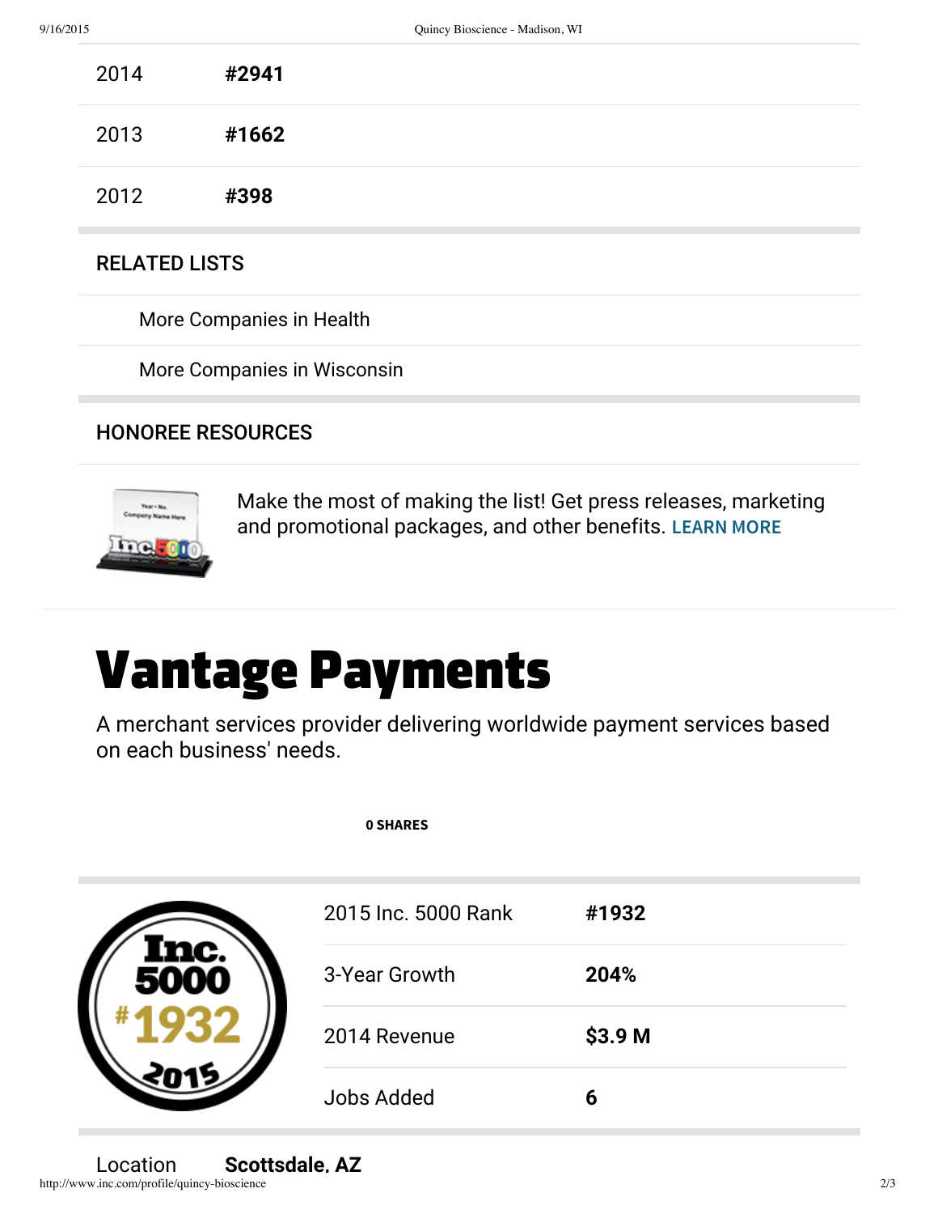| | |
|---|---|
| 2014 | **#2941** |
| 2013 | **#1662** |
| 2012 | **#398** |

## RELATED LISTS

More Companies in Health

More Companies in Wisconsin

## HONOREE RESOURCES

Make the most of making the list! Get press releases, marketing and promotional packages, and other benefits. **LEARN MORE**

# Vantage Payments

A merchant services provider delivering worldwide payment services based on each business' needs.

**0 SHARES**

| | |
|---|---|
| 2015 Inc. 5000 Rank | **#1932** |
| 3-Year Growth | **204%** |
| 2014 Revenue | **$3.9 M** |
| Jobs Added | **6** |

Location **Scottsdale, AZ**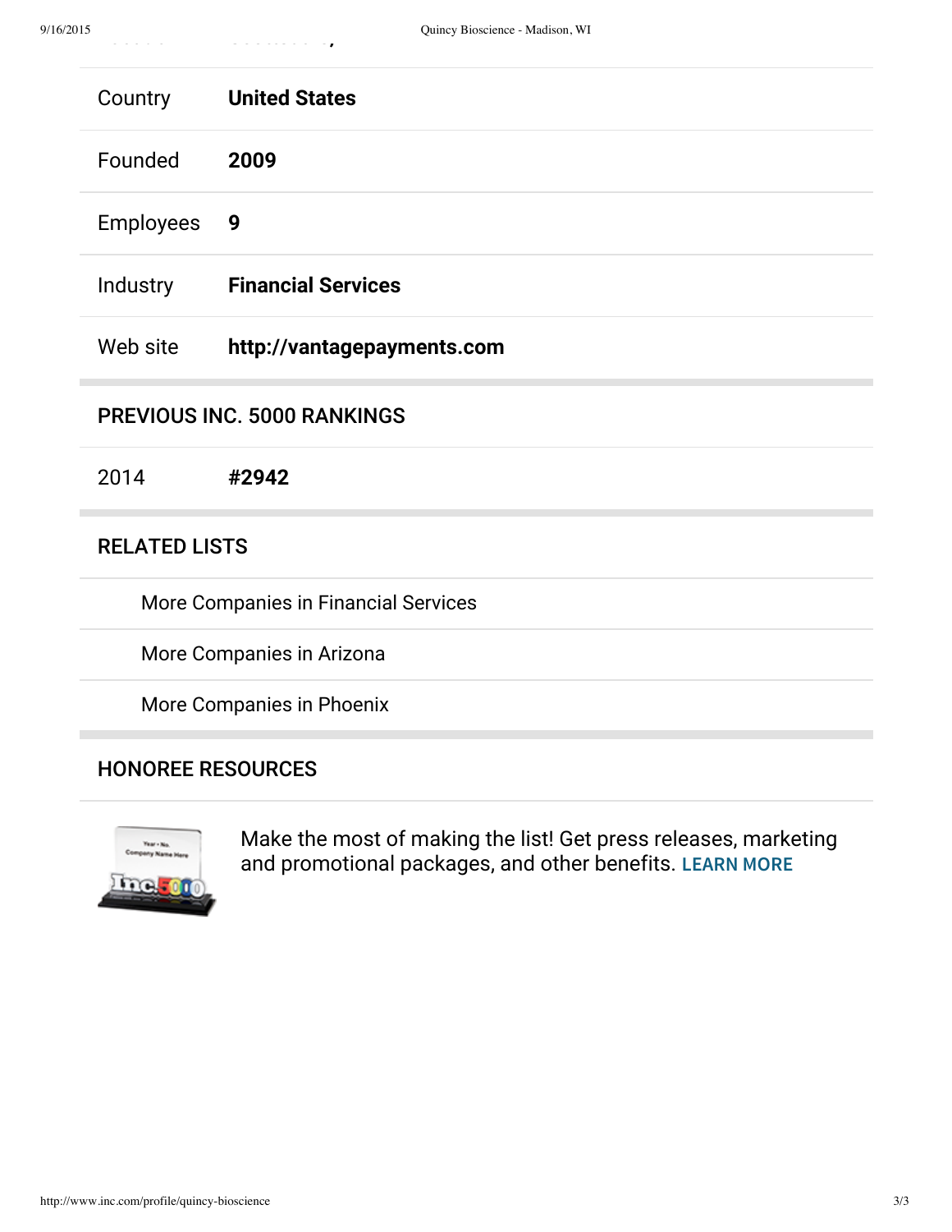| | |
|---|---|
| Country | **United States** |
| Founded | **2009** |
| Employees | **9** |
| Industry | **Financial Services** |
| Web site | **http://vantagepayments.com** |

## PREVIOUS INC. 5000 RANKINGS

| | |
|---|---|
| 2014 | **#2942** |

## RELATED LISTS

- More Companies in Financial Services
- More Companies in Arizona
- More Companies in Phoenix

## HONOREE RESOURCES

Make the most of making the list! Get press releases, marketing and promotional packages, and other benefits. LEARN MORE